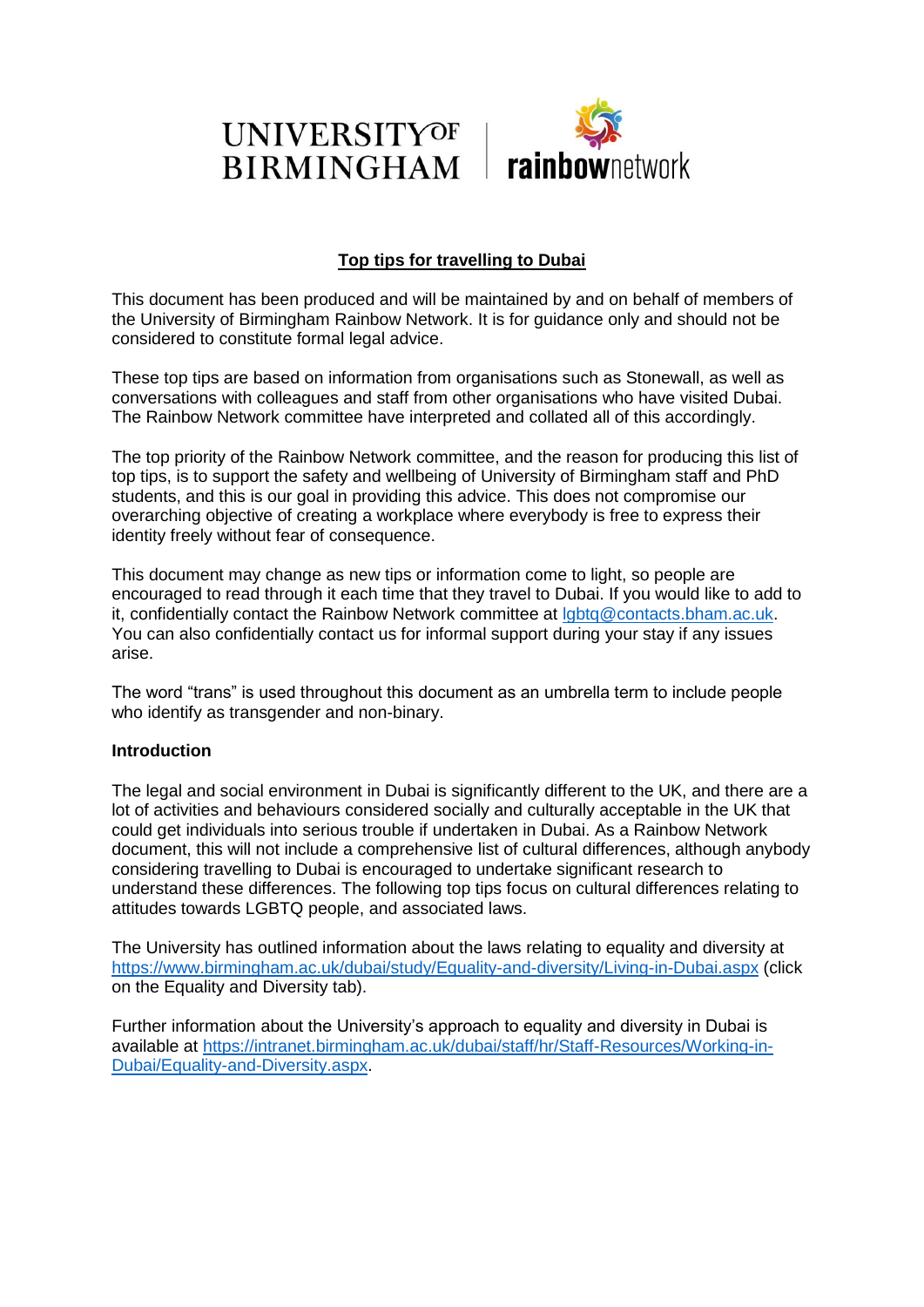UNIVERSITY OF BIRMINGHAM | rainbownetwork

## Top tips for travelling to Dubai

This document has been produced and will be maintained by and on behalf of members of the University of Birmingham Rainbow Network. It is for guidance only and should not be considered to constitute formal legal advice.

These top tips are based on information from organisations such as Stonewall, as well as conversations with colleagues and staff from other organisations who have visited Dubai. The Rainbow Network committee have interpreted and collated all of this accordingly.

The top priority of the Rainbow Network committee, and the reason for producing this list of top tips, is to support the safety and wellbeing of University of Birmingham staff and PhD students, and this is our goal in providing this advice. This does not compromise our overarching objective of creating a workplace where everybody is free to express their identity freely without fear of consequence.

This document may change as new tips or information come to light, so people are encouraged to read through it each time that they travel to Dubai. If you would like to add to it, confidentially contact the Rainbow Network committee at [lgbtq@contacts.bham.ac.uk](mailto:lgbtq@contacts.bham.ac.uk). You can also confidentially contact us for informal support during your stay if any issues arise.

The word "trans" is used throughout this document as an umbrella term to include people who identify as transgender and non-binary.

### Introduction

The legal and social environment in Dubai is significantly different to the UK, and there are a lot of activities and behaviours considered socially and culturally acceptable in the UK that could get individuals into serious trouble if undertaken in Dubai. As a Rainbow Network document, this will not include a comprehensive list of cultural differences, although anybody considering travelling to Dubai is encouraged to undertake significant research to understand these differences. The following top tips focus on cultural differences relating to attitudes towards LGBTQ people, and associated laws.

The University has outlined information about the laws relating to equality and diversity at [https://www.birmingham.ac.uk/dubai/study/Equality-and-diversity/Living-in-Dubai.aspx](https://www.birmingham.ac.uk/dubai/study/Equality-and-diversity/Living-in-Dubai.aspx) (click on the Equality and Diversity tab).

Further information about the University's approach to equality and diversity in Dubai is available at [https://intranet.birmingham.ac.uk/dubai/staff/hr/Staff-Resources/Working-in-Dubai/Equality-and-Diversity.aspx](https://intranet.birmingham.ac.uk/dubai/staff/hr/Staff-Resources/Working-in-Dubai/Equality-and-Diversity.aspx).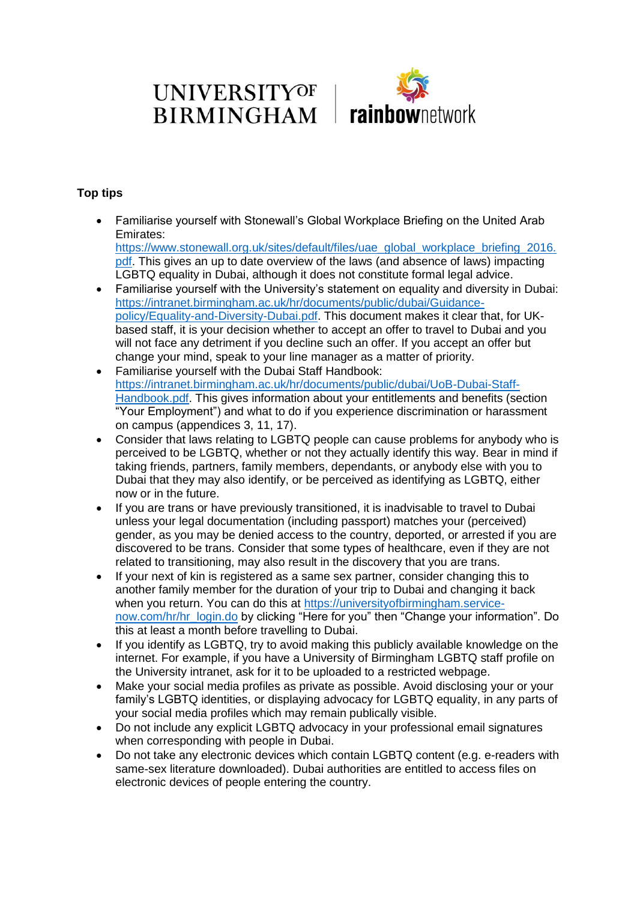UNIVERSITY OF BIRMINGHAM | rainbownetwork

**Top tips**

- Familiarise yourself with Stonewall's Global Workplace Briefing on the United Arab Emirates: https://www.stonewall.org.uk/sites/default/files/uae_global_workplace_briefing_2016.pdf. This gives an up to date overview of the laws (and absence of laws) impacting LGBTQ equality in Dubai, although it does not constitute formal legal advice.
- Familiarise yourself with the University's statement on equality and diversity in Dubai: https://intranet.birmingham.ac.uk/hr/documents/public/dubai/Guidance-policy/Equality-and-Diversity-Dubai.pdf. This document makes it clear that, for UK-based staff, it is your decision whether to accept an offer to travel to Dubai and you will not face any detriment if you decline such an offer. If you accept an offer but change your mind, speak to your line manager as a matter of priority.
- Familiarise yourself with the Dubai Staff Handbook: https://intranet.birmingham.ac.uk/hr/documents/public/dubai/UoB-Dubai-Staff-Handbook.pdf. This gives information about your entitlements and benefits (section "Your Employment") and what to do if you experience discrimination or harassment on campus (appendices 3, 11, 17).
- Consider that laws relating to LGBTQ people can cause problems for anybody who is perceived to be LGBTQ, whether or not they actually identify this way. Bear in mind if taking friends, partners, family members, dependants, or anybody else with you to Dubai that they may also identify, or be perceived as identifying as LGBTQ, either now or in the future.
- If you are trans or have previously transitioned, it is inadvisable to travel to Dubai unless your legal documentation (including passport) matches your (perceived) gender, as you may be denied access to the country, deported, or arrested if you are discovered to be trans. Consider that some types of healthcare, even if they are not related to transitioning, may also result in the discovery that you are trans.
- If your next of kin is registered as a same sex partner, consider changing this to another family member for the duration of your trip to Dubai and changing it back when you return. You can do this at https://universityofbirmingham.service-now.com/hr/hr_login.do by clicking "Here for you" then "Change your information". Do this at least a month before travelling to Dubai.
- If you identify as LGBTQ, try to avoid making this publicly available knowledge on the internet. For example, if you have a University of Birmingham LGBTQ staff profile on the University intranet, ask for it to be uploaded to a restricted webpage.
- Make your social media profiles as private as possible. Avoid disclosing your or your family's LGBTQ identities, or displaying advocacy for LGBTQ equality, in any parts of your social media profiles which may remain publically visible.
- Do not include any explicit LGBTQ advocacy in your professional email signatures when corresponding with people in Dubai.
- Do not take any electronic devices which contain LGBTQ content (e.g. e-readers with same-sex literature downloaded). Dubai authorities are entitled to access files on electronic devices of people entering the country.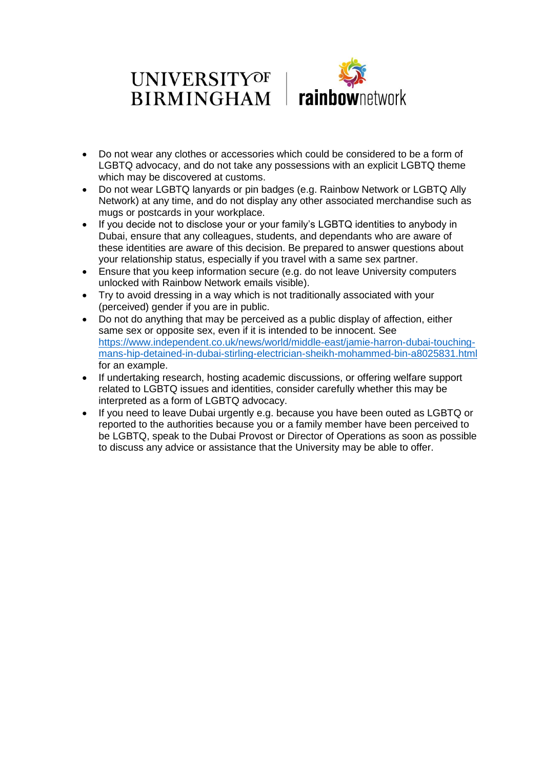UNIVERSITY OF BIRMINGHAM | rainbownetwork

- Do not wear any clothes or accessories which could be considered to be a form of LGBTQ advocacy, and do not take any possessions with an explicit LGBTQ theme which may be discovered at customs.
- Do not wear LGBTQ lanyards or pin badges (e.g. Rainbow Network or LGBTQ Ally Network) at any time, and do not display any other associated merchandise such as mugs or postcards in your workplace.
- If you decide not to disclose your or your family's LGBTQ identities to anybody in Dubai, ensure that any colleagues, students, and dependants who are aware of these identities are aware of this decision. Be prepared to answer questions about your relationship status, especially if you travel with a same sex partner.
- Ensure that you keep information secure (e.g. do not leave University computers unlocked with Rainbow Network emails visible).
- Try to avoid dressing in a way which is not traditionally associated with your (perceived) gender if you are in public.
- Do not do anything that may be perceived as a public display of affection, either same sex or opposite sex, even if it is intended to be innocent. See [https://www.independent.co.uk/news/world/middle-east/jamie-harron-dubai-touching-mans-hip-detained-in-dubai-stirling-electrician-sheikh-mohammed-bin-a8025831.html](https://www.independent.co.uk/news/world/middle-east/jamie-harron-dubai-touching-mans-hip-detained-in-dubai-stirling-electrician-sheikh-mohammed-bin-a8025831.html) for an example.
- If undertaking research, hosting academic discussions, or offering welfare support related to LGBTQ issues and identities, consider carefully whether this may be interpreted as a form of LGBTQ advocacy.
- If you need to leave Dubai urgently e.g. because you have been outed as LGBTQ or reported to the authorities because you or a family member have been perceived to be LGBTQ, speak to the Dubai Provost or Director of Operations as soon as possible to discuss any advice or assistance that the University may be able to offer.